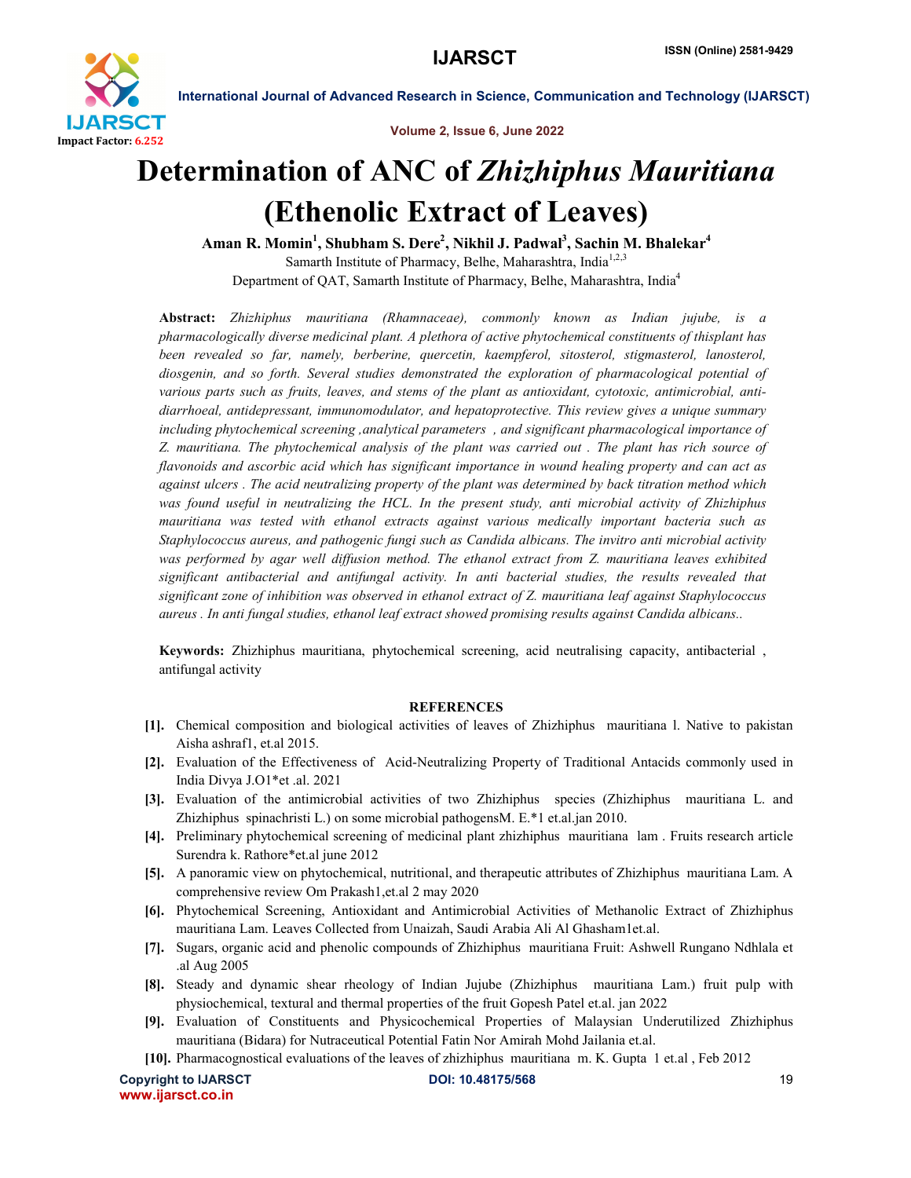# Determination of ANC of *Zhizhiphus Mauritiana* (Ethenolic Extract of Leaves)

**Aman R. Momin[1], Shubham S. Dere[2], Nikhil J. Padwal[3], Sachin M. Bhalekar[4]**

Samarth Institute of Pharmacy, Belhe, Maharashtra, India[1,2,3]

Department of QAT, Samarth Institute of Pharmacy, Belhe, Maharashtra, India[4]

**Abstract:** *Zhizhiphus mauritiana (Rhamnaceae), commonly known as Indian jujube, is a pharmacologically diverse medicinal plant. A plethora of active phytochemical constituents of thisplant has been revealed so far, namely, berberine, quercetin, kaempferol, sitosterol, stigmasterol, lanosterol, diosgenin, and so forth. Several studies demonstrated the exploration of pharmacological potential of various parts such as fruits, leaves, and stems of the plant as antioxidant, cytotoxic, antimicrobial, anti-diarrhoeal, antidepressant, immunomodulator, and hepatoprotective. This review gives a unique summary including phytochemical screening ,analytical parameters , and significant pharmacological importance of Z. mauritiana. The phytochemical analysis of the plant was carried out . The plant has rich source of flavonoids and ascorbic acid which has significant importance in wound healing property and can act as against ulcers . The acid neutralizing property of the plant was determined by back titration method which was found useful in neutralizing the HCL. In the present study, anti microbial activity of Zhizhiphus mauritiana was tested with ethanol extracts against various medically important bacteria such as Staphylococcus aureus, and pathogenic fungi such as Candida albicans. The invitro anti microbial activity was performed by agar well diffusion method. The ethanol extract from Z. mauritiana leaves exhibited significant antibacterial and antifungal activity. In anti bacterial studies, the results revealed that significant zone of inhibition was observed in ethanol extract of Z. mauritiana leaf against Staphylococcus aureus . In anti fungal studies, ethanol leaf extract showed promising results against Candida albicans..*

**Keywords:** Zhizhiphus mauritiana, phytochemical screening, acid neutralising capacity, antibacterial , antifungal activity

## REFERENCES

**[1].** Chemical composition and biological activities of leaves of Zhizhiphus mauritiana l. Native to pakistan Aisha ashraf1, et.al 2015.

**[2].** Evaluation of the Effectiveness of Acid-Neutralizing Property of Traditional Antacids commonly used in India Divya J.O1*et .al. 2021

**[3].** Evaluation of the antimicrobial activities of two Zhizhiphus species (Zhizhiphus mauritiana L. and Zhizhiphus spinachristi L.) on some microbial pathogensM. E.*1 et.al.jan 2010.

**[4].** Preliminary phytochemical screening of medicinal plant zhizhiphus mauritiana lam . Fruits research article Surendra k. Rathore*et.al june 2012

**[5].** A panoramic view on phytochemical, nutritional, and therapeutic attributes of Zhizhiphus mauritiana Lam. A comprehensive review Om Prakash1,et.al 2 may 2020

**[6].** Phytochemical Screening, Antioxidant and Antimicrobial Activities of Methanolic Extract of Zhizhiphus mauritiana Lam. Leaves Collected from Unaizah, Saudi Arabia Ali Al Ghasham1et.al.

**[7].** Sugars, organic acid and phenolic compounds of Zhizhiphus mauritiana Fruit: Ashwell Rungano Ndhlala et .al Aug 2005

**[8].** Steady and dynamic shear rheology of Indian Jujube (Zhizhiphus mauritiana Lam.) fruit pulp with physiochemical, textural and thermal properties of the fruit Gopesh Patel et.al. jan 2022

**[9].** Evaluation of Constituents and Physicochemical Properties of Malaysian Underutilized Zhizhiphus mauritiana (Bidara) for Nutraceutical Potential Fatin Nor Amirah Mohd Jailania et.al.

**[10].** Pharmacognostical evaluations of the leaves of zhizhiphus mauritiana m. K. Gupta 1 et.al , Feb 2012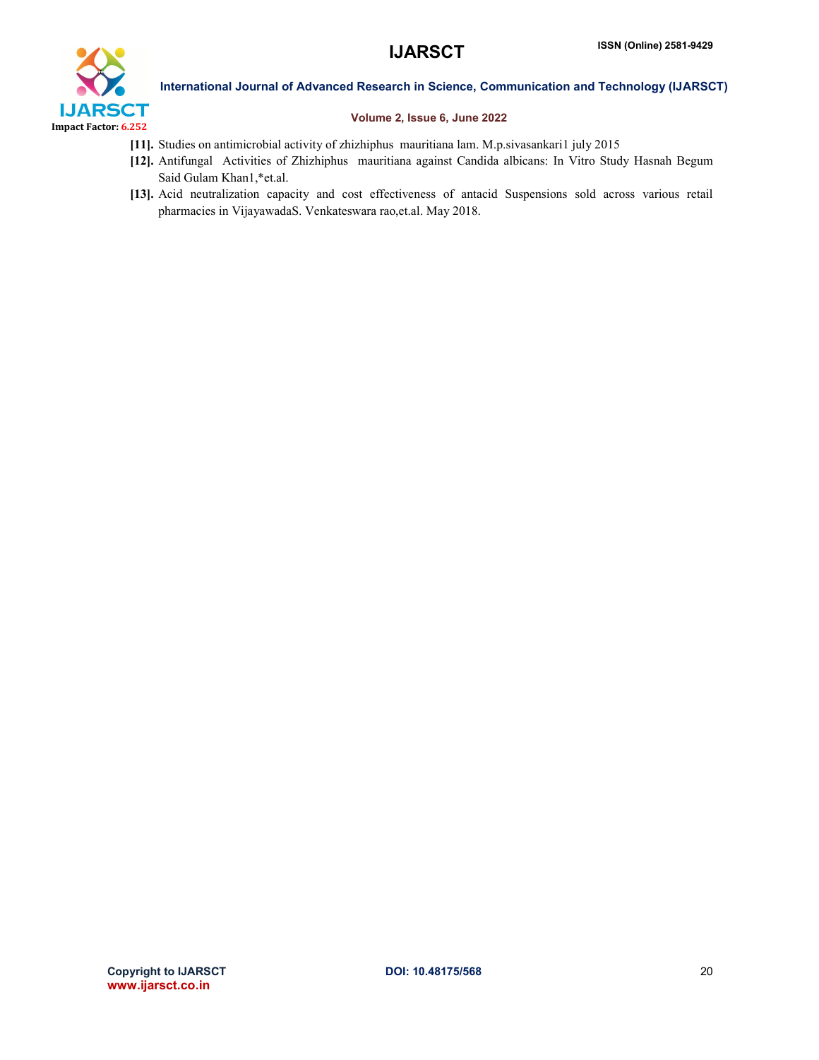**[11].** Studies on antimicrobial activity of zhizhiphus mauritiana lam. M.p.sivasankari1 july 2015

**[12].** Antifungal Activities of Zhizhiphus mauritiana against Candida albicans: In Vitro Study Hasnah Begum Said Gulam Khan1,*et.al.

**[13].** Acid neutralization capacity and cost effectiveness of antacid Suspensions sold across various retail pharmacies in VijayawadaS. Venkateswara rao,et.al. May 2018.